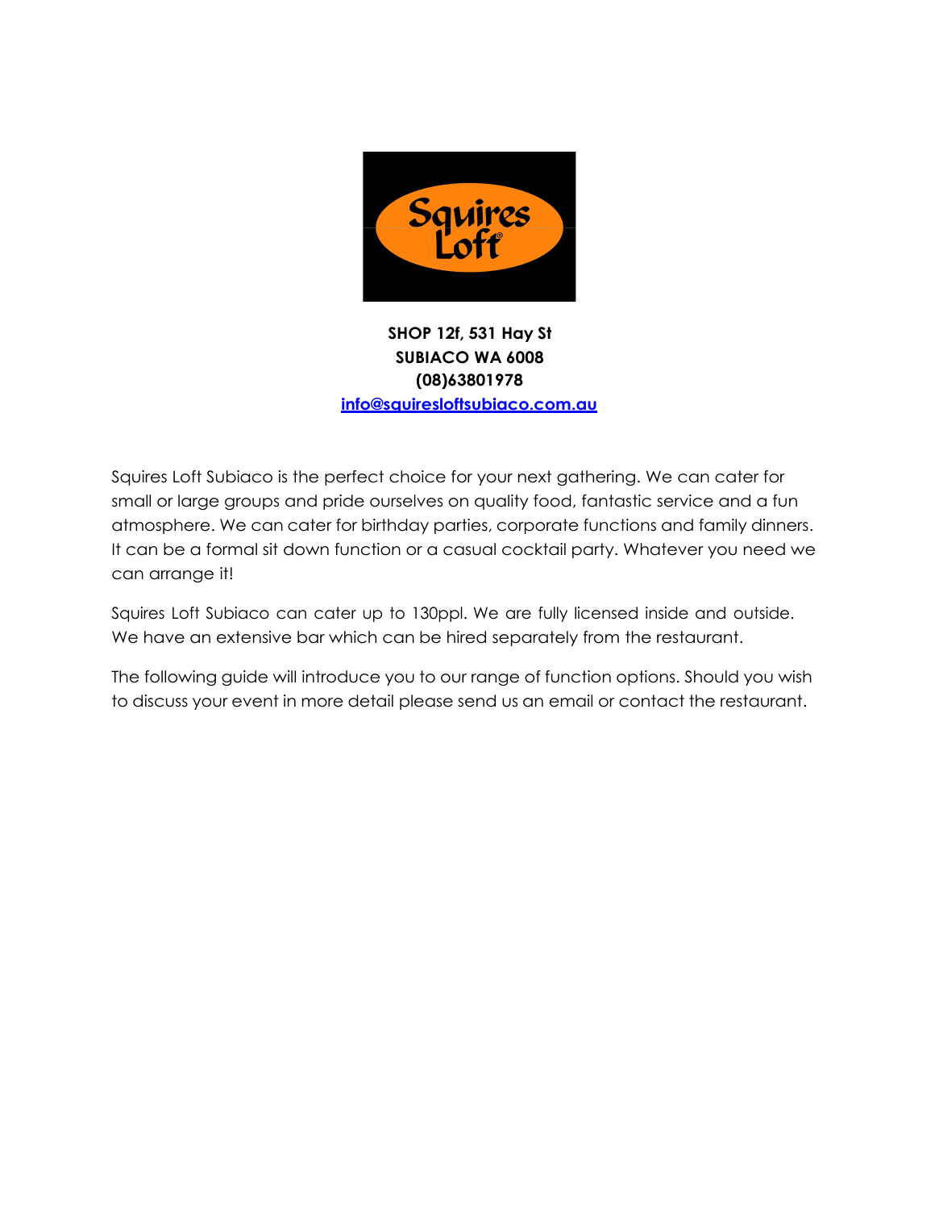Squires Loft

**SHOP 12f, 531 Hay St**
**SUBIACO WA 6008**
**(08)63801978**
**[info@squiresloftsubiaco.com.au](mailto:info@squiresloftsubiaco.com.au)**

Squires Loft Subiaco is the perfect choice for your next gathering. We can cater for small or large groups and pride ourselves on quality food, fantastic service and a fun atmosphere. We can cater for birthday parties, corporate functions and family dinners. It can be a formal sit down function or a casual cocktail party. Whatever you need we can arrange it!

Squires Loft Subiaco can cater up to 130ppl. We are fully licensed inside and outside. We have an extensive bar which can be hired separately from the restaurant.

The following guide will introduce you to our range of function options. Should you wish to discuss your event in more detail please send us an email or contact the restaurant.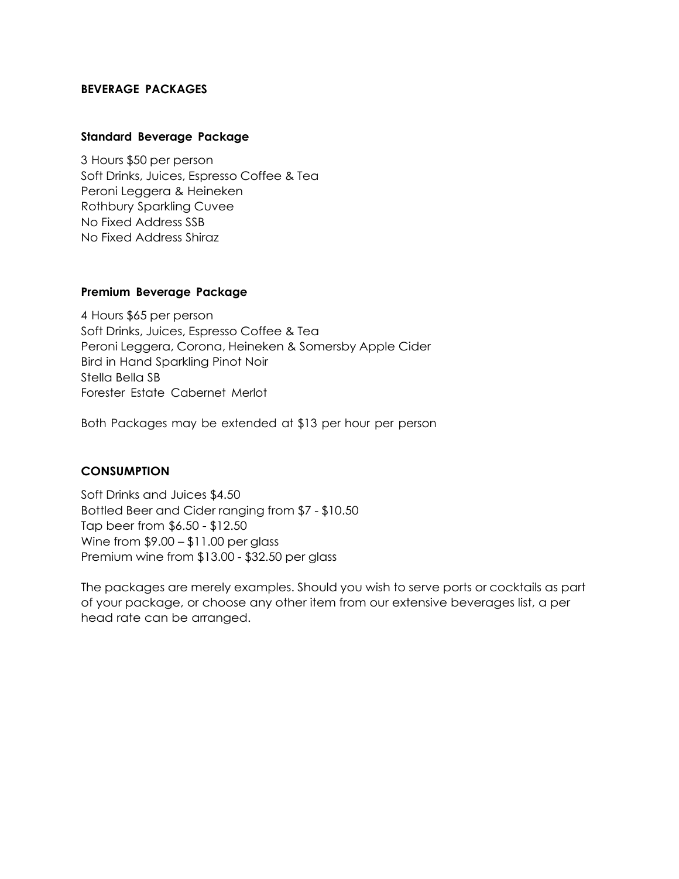## BEVERAGE PACKAGES

### Standard Beverage Package

3 Hours $50 per person
Soft Drinks, Juices, Espresso Coffee & Tea
Peroni Leggera & Heineken
Rothbury Sparkling Cuvee
No Fixed Address SSB
No Fixed Address Shiraz

### Premium Beverage Package

4 Hours $65 per person
Soft Drinks, Juices, Espresso Coffee & Tea
Peroni Leggera, Corona, Heineken & Somersby Apple Cider
Bird in Hand Sparkling Pinot Noir
Stella Bella SB
Forester Estate Cabernet Merlot

Both Packages may be extended at $13 per hour per person

## CONSUMPTION

Soft Drinks and Juices $4.50
Bottled Beer and Cider ranging from $7 - $10.50
Tap beer from $6.50 - $12.50
Wine from $9.00 – $11.00 per glass
Premium wine from $13.00 - $32.50 per glass

The packages are merely examples. Should you wish to serve ports or cocktails as part of your package, or choose any other item from our extensive beverages list, a per head rate can be arranged.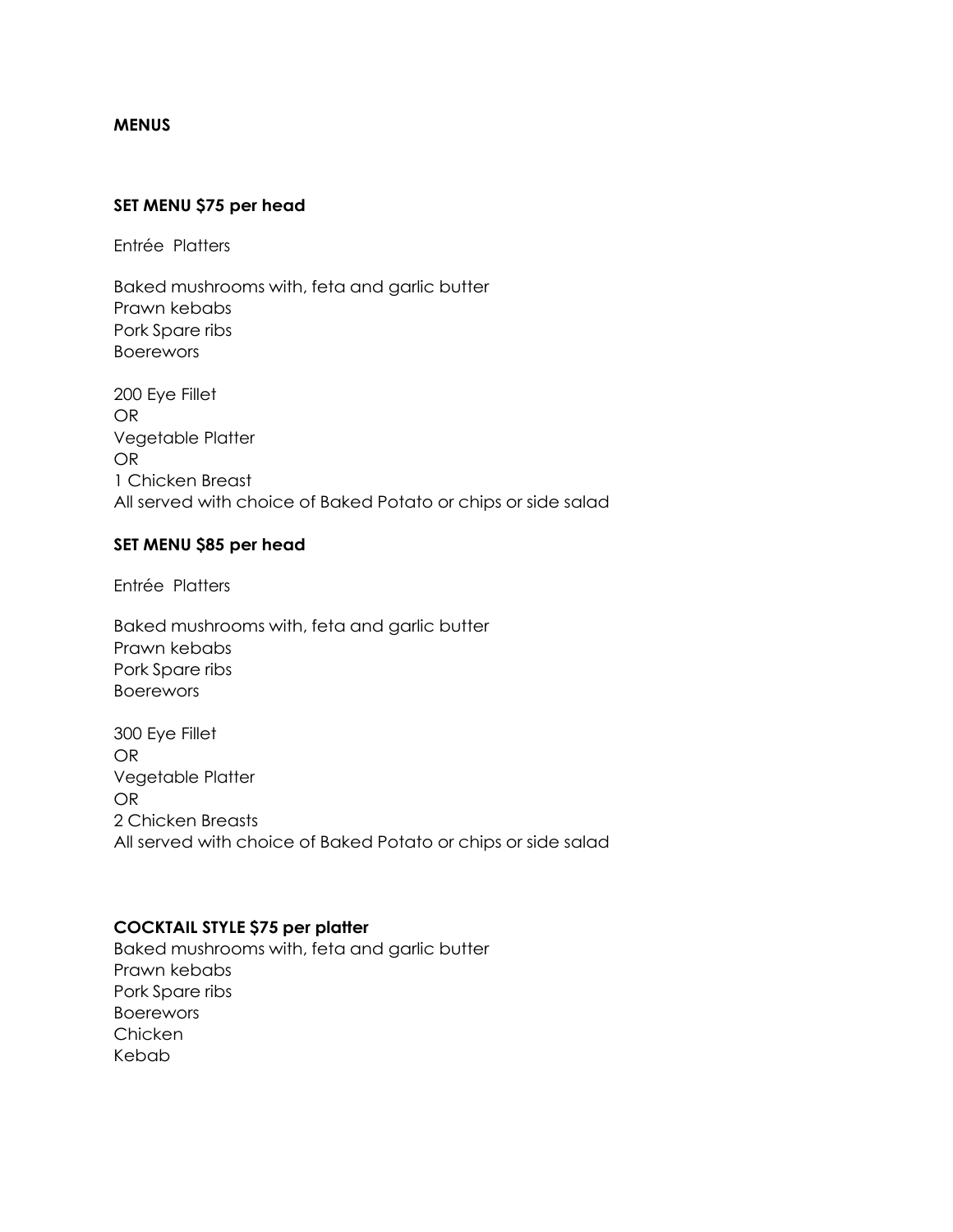**MENUS**

**SET MENU $75 per head**

Entrée Platters

Baked mushrooms with, feta and garlic butter
Prawn kebabs
Pork Spare ribs
Boerewors

200 Eye Fillet
OR
Vegetable Platter
OR
1 Chicken Breast
All served with choice of Baked Potato or chips or side salad

**SET MENU $85 per head**

Entrée Platters

Baked mushrooms with, feta and garlic butter
Prawn kebabs
Pork Spare ribs
Boerewors

300 Eye Fillet
OR
Vegetable Platter
OR
2 Chicken Breasts
All served with choice of Baked Potato or chips or side salad

**COCKTAIL STYLE $75 per platter**
Baked mushrooms with, feta and garlic butter
Prawn kebabs
Pork Spare ribs
Boerewors
Chicken
Kebab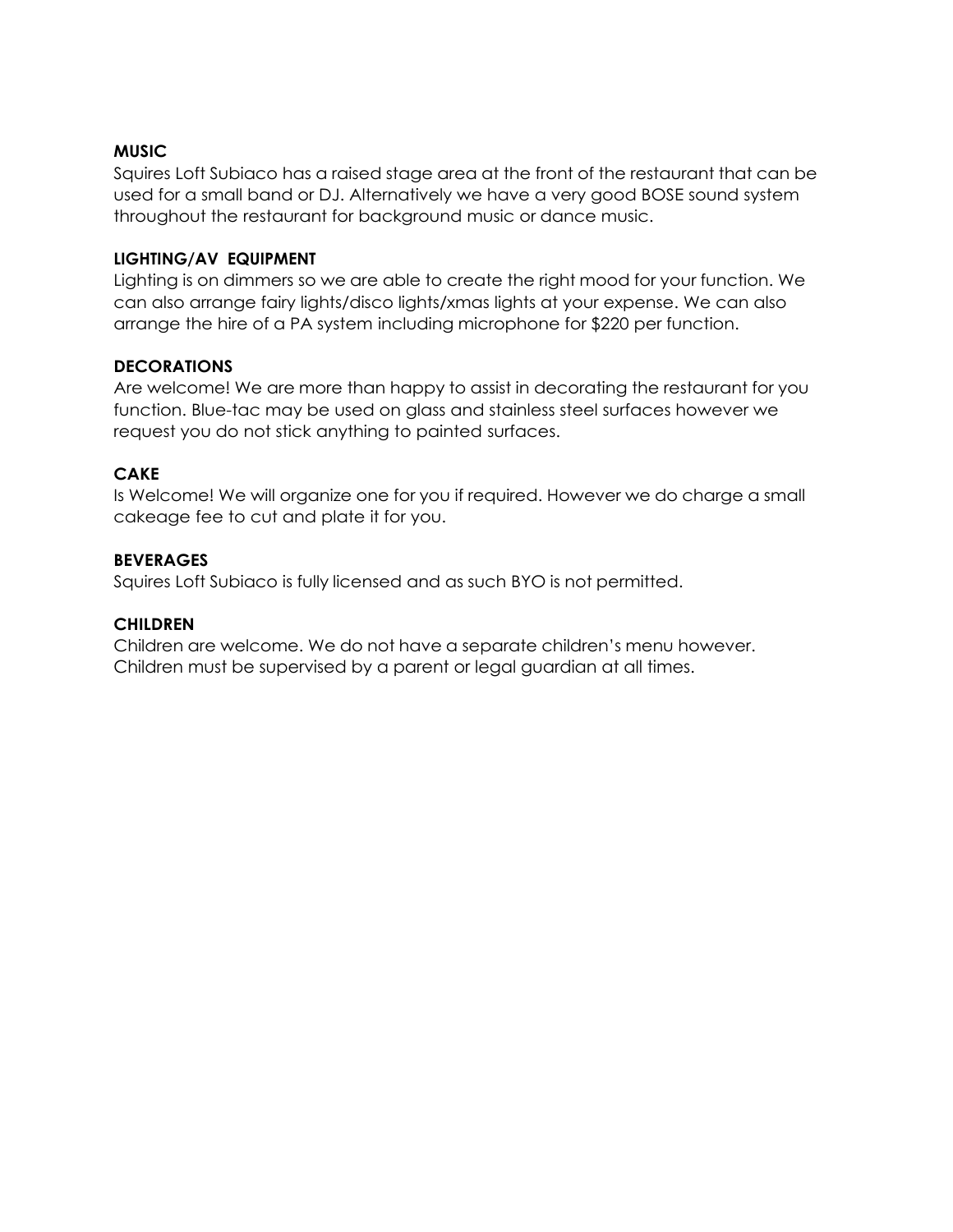**MUSIC**

Squires Loft Subiaco has a raised stage area at the front of the restaurant that can be used for a small band or DJ. Alternatively we have a very good BOSE sound system throughout the restaurant for background music or dance music.

**LIGHTING/AV EQUIPMENT**

Lighting is on dimmers so we are able to create the right mood for your function. We can also arrange fairy lights/disco lights/xmas lights at your expense. We can also arrange the hire of a PA system including microphone for $220 per function.

**DECORATIONS**

Are welcome! We are more than happy to assist in decorating the restaurant for you function. Blue-tac may be used on glass and stainless steel surfaces however we request you do not stick anything to painted surfaces.

**CAKE**

Is Welcome! We will organize one for you if required. However we do charge a small cakeage fee to cut and plate it for you.

**BEVERAGES**

Squires Loft Subiaco is fully licensed and as such BYO is not permitted.

**CHILDREN**

Children are welcome. We do not have a separate children's menu however. Children must be supervised by a parent or legal guardian at all times.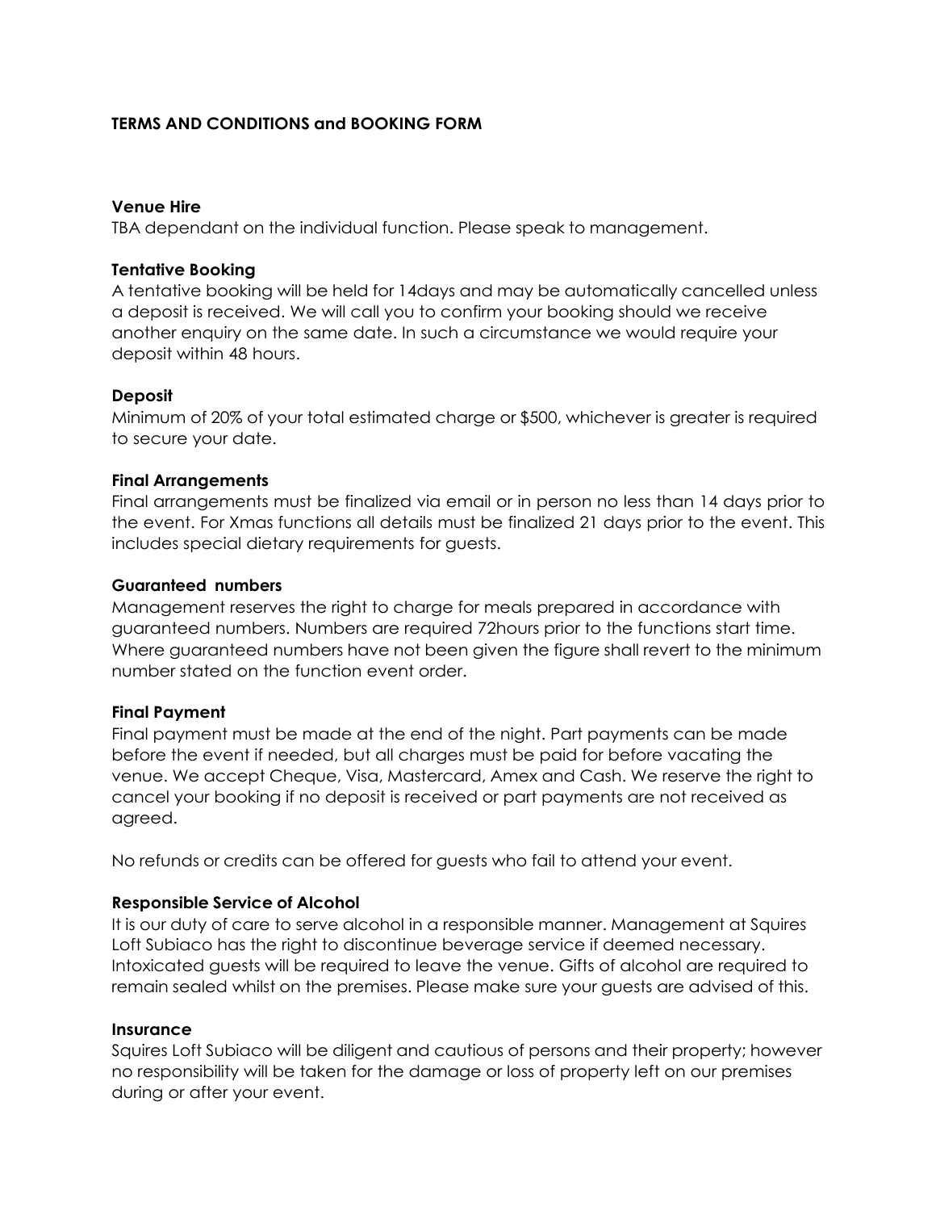**TERMS AND CONDITIONS and BOOKING FORM**

**Venue Hire**

TBA dependant on the individual function. Please speak to management.

**Tentative Booking**

A tentative booking will be held for 14days and may be automatically cancelled unless a deposit is received. We will call you to confirm your booking should we receive another enquiry on the same date. In such a circumstance we would require your deposit within 48 hours.

**Deposit**

Minimum of 20% of your total estimated charge or $500, whichever is greater is required to secure your date.

**Final Arrangements**

Final arrangements must be finalized via email or in person no less than 14 days prior to the event. For Xmas functions all details must be finalized 21 days prior to the event. This includes special dietary requirements for guests.

**Guaranteed numbers**

Management reserves the right to charge for meals prepared in accordance with guaranteed numbers. Numbers are required 72hours prior to the functions start time. Where guaranteed numbers have not been given the figure shall revert to the minimum number stated on the function event order.

**Final Payment**

Final payment must be made at the end of the night. Part payments can be made before the event if needed, but all charges must be paid for before vacating the venue. We accept Cheque, Visa, Mastercard, Amex and Cash. We reserve the right to cancel your booking if no deposit is received or part payments are not received as agreed.

No refunds or credits can be offered for guests who fail to attend your event.

**Responsible Service of Alcohol**

It is our duty of care to serve alcohol in a responsible manner. Management at Squires Loft Subiaco has the right to discontinue beverage service if deemed necessary. Intoxicated guests will be required to leave the venue. Gifts of alcohol are required to remain sealed whilst on the premises. Please make sure your guests are advised of this.

**Insurance**

Squires Loft Subiaco will be diligent and cautious of persons and their property; however no responsibility will be taken for the damage or loss of property left on our premises during or after your event.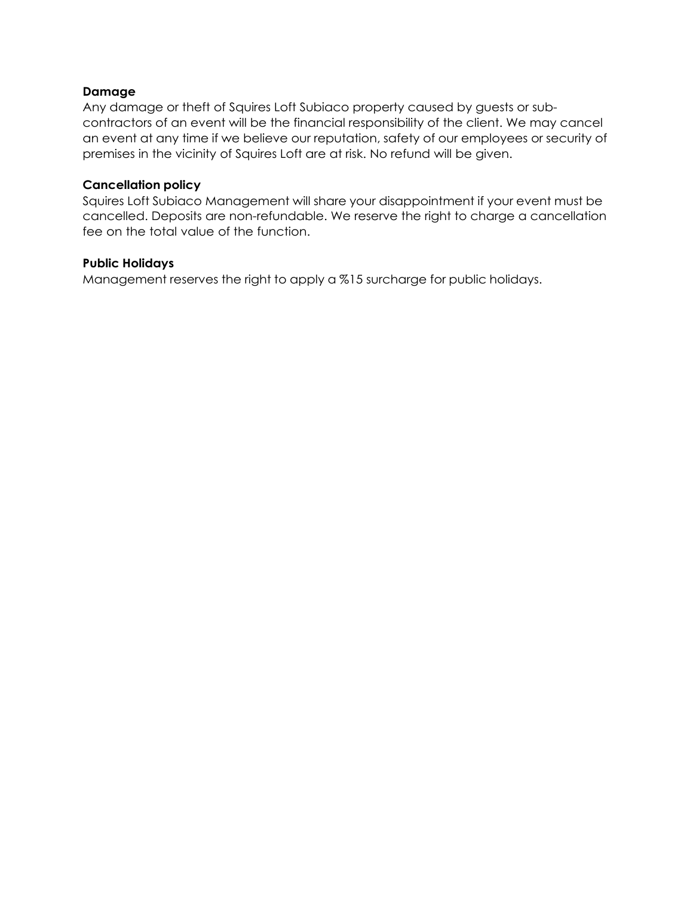**Damage**

Any damage or theft of Squires Loft Subiaco property caused by guests or sub-contractors of an event will be the financial responsibility of the client. We may cancel an event at any time if we believe our reputation, safety of our employees or security of premises in the vicinity of Squires Loft are at risk. No refund will be given.

**Cancellation policy**

Squires Loft Subiaco Management will share your disappointment if your event must be cancelled. Deposits are non-refundable. We reserve the right to charge a cancellation fee on the total value of the function.

**Public Holidays**

Management reserves the right to apply a %15 surcharge for public holidays.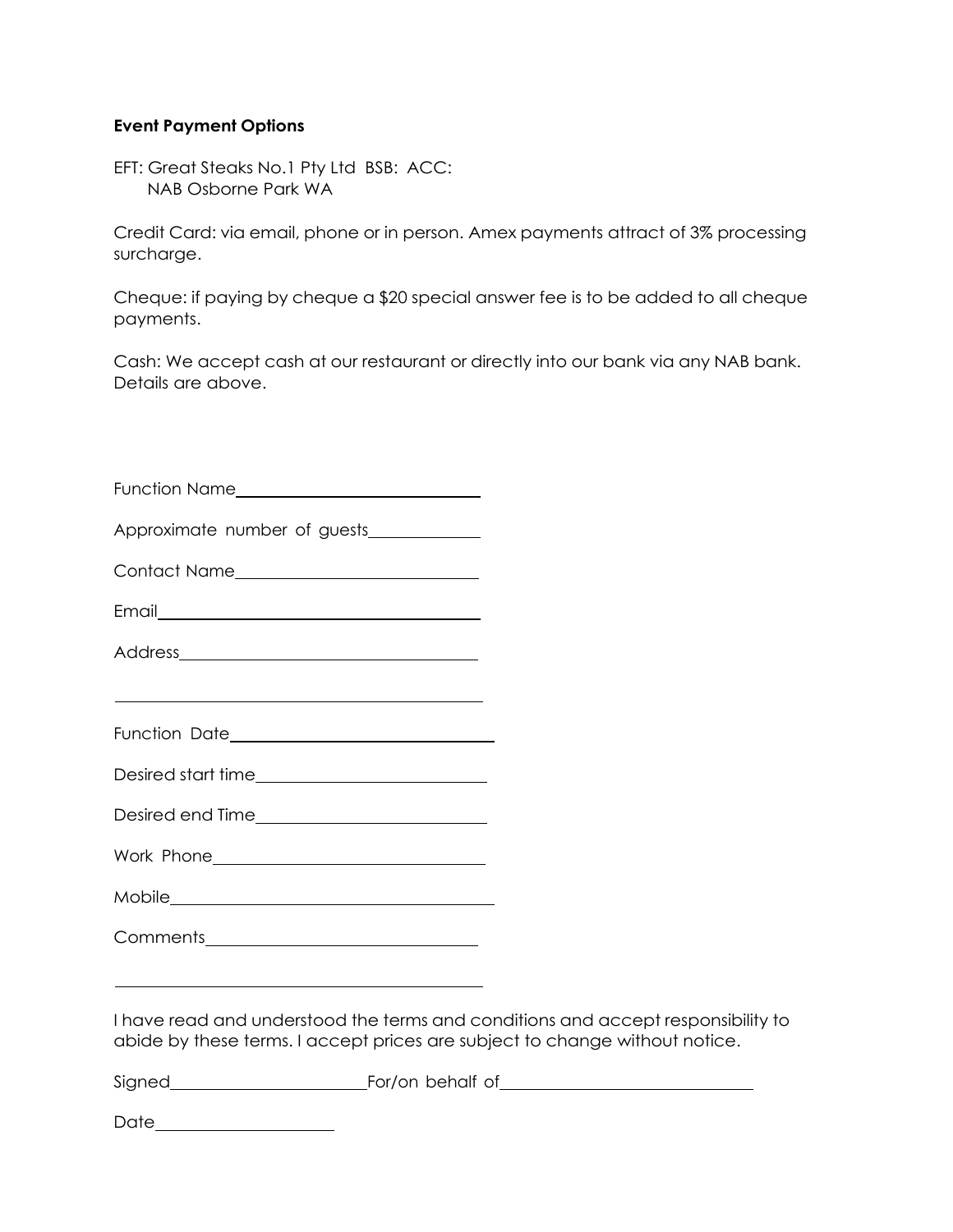**Event Payment Options**

EFT: Great Steaks No.1 Pty Ltd BSB: ACC:
NAB Osborne Park WA

Credit Card: via email, phone or in person. Amex payments attract of 3% processing surcharge.

Cheque: if paying by cheque a $20 special answer fee is to be added to all cheque payments.

Cash: We accept cash at our restaurant or directly into our bank via any NAB bank. Details are above.

Function Name\_\_\_\_\_\_\_\_\_\_\_\_\_\_\_\_\_\_\_\_\_\_\_\_\_\_\_\_

Approximate number of guests\_\_\_\_\_\_\_\_\_\_\_\_

Contact Name\_\_\_\_\_\_\_\_\_\_\_\_\_\_\_\_\_\_\_\_\_\_\_\_\_\_\_\_

Email\_\_\_\_\_\_\_\_\_\_\_\_\_\_\_\_\_\_\_\_\_\_\_\_\_\_\_\_\_\_\_\_\_\_\_\_

Address\_\_\_\_\_\_\_\_\_\_\_\_\_\_\_\_\_\_\_\_\_\_\_\_\_\_\_\_\_\_\_\_\_\_

\_\_\_\_\_\_\_\_\_\_\_\_\_\_\_\_\_\_\_\_\_\_\_\_\_\_\_\_\_\_\_\_\_\_\_\_\_\_\_\_\_\_

Function Date\_\_\_\_\_\_\_\_\_\_\_\_\_\_\_\_\_\_\_\_\_\_\_\_\_\_\_\_\_\_

Desired start time\_\_\_\_\_\_\_\_\_\_\_\_\_\_\_\_\_\_\_\_\_\_\_\_\_\_

Desired end Time\_\_\_\_\_\_\_\_\_\_\_\_\_\_\_\_\_\_\_\_\_\_\_\_\_\_

Work Phone\_\_\_\_\_\_\_\_\_\_\_\_\_\_\_\_\_\_\_\_\_\_\_\_\_\_\_\_\_\_

Mobile\_\_\_\_\_\_\_\_\_\_\_\_\_\_\_\_\_\_\_\_\_\_\_\_\_\_\_\_\_\_\_\_\_\_\_\_

Comments\_\_\_\_\_\_\_\_\_\_\_\_\_\_\_\_\_\_\_\_\_\_\_\_\_\_\_\_\_\_\_\_

\_\_\_\_\_\_\_\_\_\_\_\_\_\_\_\_\_\_\_\_\_\_\_\_\_\_\_\_\_\_\_\_\_\_\_\_\_\_\_\_\_\_

I have read and understood the terms and conditions and accept responsibility to abide by these terms. I accept prices are subject to change without notice.

Signed\_\_\_\_\_\_\_\_\_\_\_\_\_\_\_\_\_\_\_\_\_\_\_\_For/on behalf of\_\_\_\_\_\_\_\_\_\_\_\_\_\_\_\_\_\_\_\_\_\_\_\_\_\_\_\_\_\_

Date\_\_\_\_\_\_\_\_\_\_\_\_\_\_\_\_\_\_\_\_